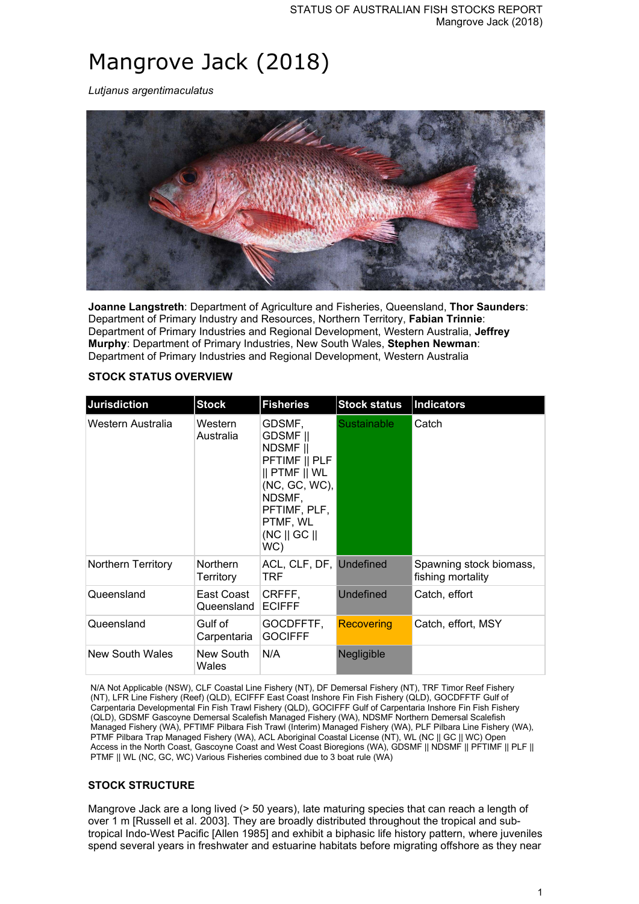# Mangrove Jack (2018)

*Lutjanus argentimaculatus*

**Joanne Langstreth**: Department of Agriculture and Fisheries, Queensland, **Thor Saunders**: Department of Primary Industry and Resources, Northern Territory, **Fabian Trinnie**: Department of Primary Industries and Regional Development, Western Australia, **Jeffrey Murphy**: Department of Primary Industries, New South Wales, **Stephen Newman**: Department of Primary Industries and Regional Development, Western Australia

### STOCK STATUS OVERVIEW

| Jurisdiction | Stock | Fisheries | Stock status | Indicators |
|---|---|---|---|---|
| Western Australia | Western Australia | GDSMF, GDSMF \|\| NDSMF \|\| PFTIMF \|\| PLF \|\| PTMF \|\| WL (NC, GC, WC), NDSMF, PFTIMF, PLF, PTMF, WL (NC \|\| GC \|\| WC) | Sustainable | Catch |
| Northern Territory | Northern Territory | ACL, CLF, DF, TRF | Undefined | Spawning stock biomass, fishing mortality |
| Queensland | East Coast Queensland | CRFFF, ECIFFF | Undefined | Catch, effort |
| Queensland | Gulf of Carpentaria | GOCDFFTF, GOCIFFF | Recovering | Catch, effort, MSY |
| New South Wales | New South Wales | N/A | Negligible | |

N/A Not Applicable (NSW), CLF Coastal Line Fishery (NT), DF Demersal Fishery (NT), TRF Timor Reef Fishery (NT), LFR Line Fishery (Reef) (QLD), ECIFFF East Coast Inshore Fin Fish Fishery (QLD), GOCDFFTF Gulf of Carpentaria Developmental Fin Fish Trawl Fishery (QLD), GOCIFFF Gulf of Carpentaria Inshore Fin Fish Fishery (QLD), GDSMF Gascoyne Demersal Scalefish Managed Fishery (WA), NDSMF Northern Demersal Scalefish Managed Fishery (WA), PFTIMF Pilbara Fish Trawl (Interim) Managed Fishery (WA), PLF Pilbara Line Fishery (WA), PTMF Pilbara Trap Managed Fishery (WA), ACL Aboriginal Coastal License (NT), WL (NC || GC || WC) Open Access in the North Coast, Gascoyne Coast and West Coast Bioregions (WA), GDSMF || NDSMF || PFTIMF || PLF || PTMF || WL (NC, GC, WC) Various Fisheries combined due to 3 boat rule (WA)

### STOCK STRUCTURE

Mangrove Jack are a long lived (> 50 years), late maturing species that can reach a length of over 1 m [Russell et al. 2003]. They are broadly distributed throughout the tropical and sub-tropical Indo-West Pacific [Allen 1985] and exhibit a biphasic life history pattern, where juveniles spend several years in freshwater and estuarine habitats before migrating offshore as they near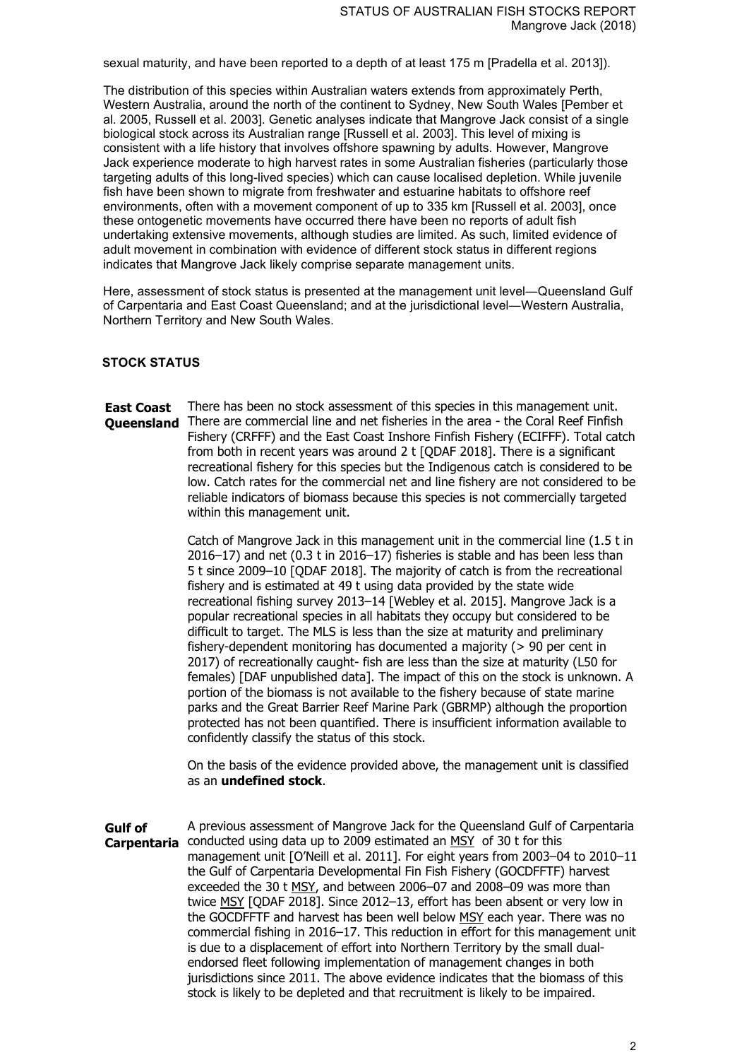sexual maturity, and have been reported to a depth of at least 175 m [Pradella et al. 2013]).

The distribution of this species within Australian waters extends from approximately Perth, Western Australia, around the north of the continent to Sydney, New South Wales [Pember et al. 2005, Russell et al. 2003]. Genetic analyses indicate that Mangrove Jack consist of a single biological stock across its Australian range [Russell et al. 2003]. This level of mixing is consistent with a life history that involves offshore spawning by adults. However, Mangrove Jack experience moderate to high harvest rates in some Australian fisheries (particularly those targeting adults of this long-lived species) which can cause localised depletion. While juvenile fish have been shown to migrate from freshwater and estuarine habitats to offshore reef environments, often with a movement component of up to 335 km [Russell et al. 2003], once these ontogenetic movements have occurred there have been no reports of adult fish undertaking extensive movements, although studies are limited. As such, limited evidence of adult movement in combination with evidence of different stock status in different regions indicates that Mangrove Jack likely comprise separate management units.

Here, assessment of stock status is presented at the management unit level—Queensland Gulf of Carpentaria and East Coast Queensland; and at the jurisdictional level—Western Australia, Northern Territory and New South Wales.

## STOCK STATUS

**East Coast Queensland**

There has been no stock assessment of this species in this management unit. There are commercial line and net fisheries in the area - the Coral Reef Finfish Fishery (CRFFF) and the East Coast Inshore Finfish Fishery (ECIFFF). Total catch from both in recent years was around 2 t [QDAF 2018]. There is a significant recreational fishery for this species but the Indigenous catch is considered to be low. Catch rates for the commercial net and line fishery are not considered to be reliable indicators of biomass because this species is not commercially targeted within this management unit.

Catch of Mangrove Jack in this management unit in the commercial line (1.5 t in 2016–17) and net (0.3 t in 2016–17) fisheries is stable and has been less than 5 t since 2009–10 [QDAF 2018]. The majority of catch is from the recreational fishery and is estimated at 49 t using data provided by the state wide recreational fishing survey 2013–14 [Webley et al. 2015]. Mangrove Jack is a popular recreational species in all habitats they occupy but considered to be difficult to target. The MLS is less than the size at maturity and preliminary fishery-dependent monitoring has documented a majority (> 90 per cent in 2017) of recreationally caught- fish are less than the size at maturity (L50 for females) [DAF unpublished data]. The impact of this on the stock is unknown. A portion of the biomass is not available to the fishery because of state marine parks and the Great Barrier Reef Marine Park (GBRMP) although the proportion protected has not been quantified. There is insufficient information available to confidently classify the status of this stock.

On the basis of the evidence provided above, the management unit is classified as an **undefined stock**.

**Gulf of Carpentaria**

A previous assessment of Mangrove Jack for the Queensland Gulf of Carpentaria conducted using data up to 2009 estimated an MSY of 30 t for this management unit [O'Neill et al. 2011]. For eight years from 2003–04 to 2010–11 the Gulf of Carpentaria Developmental Fin Fish Fishery (GOCDFFTF) harvest exceeded the 30 t MSY, and between 2006–07 and 2008–09 was more than twice MSY [QDAF 2018]. Since 2012–13, effort has been absent or very low in the GOCDFFTF and harvest has been well below MSY each year. There was no commercial fishing in 2016–17. This reduction in effort for this management unit is due to a displacement of effort into Northern Territory by the small dual-endorsed fleet following implementation of management changes in both jurisdictions since 2011. The above evidence indicates that the biomass of this stock is likely to be depleted and that recruitment is likely to be impaired.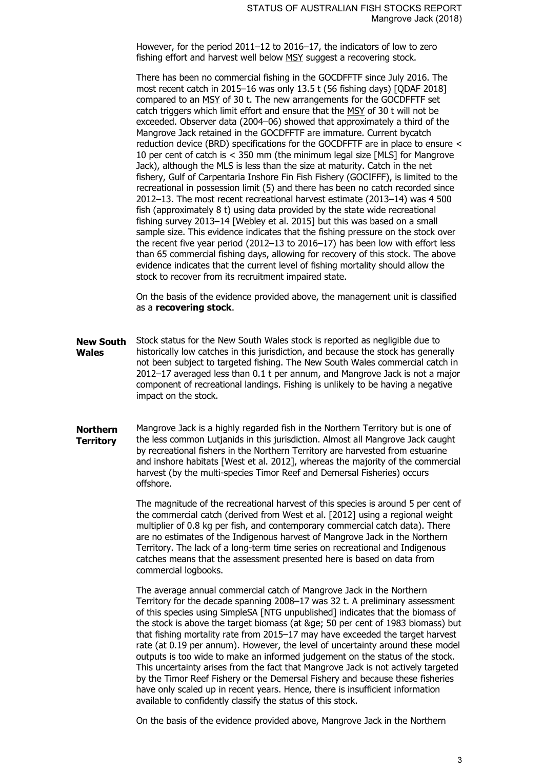However, for the period 2011–12 to 2016–17, the indicators of low to zero fishing effort and harvest well below MSY suggest a recovering stock.

There has been no commercial fishing in the GOCDFFTF since July 2016. The most recent catch in 2015–16 was only 13.5 t (56 fishing days) [QDAF 2018] compared to an MSY of 30 t. The new arrangements for the GOCDFFTF set catch triggers which limit effort and ensure that the MSY of 30 t will not be exceeded. Observer data (2004–06) showed that approximately a third of the Mangrove Jack retained in the GOCDFFTF are immature. Current bycatch reduction device (BRD) specifications for the GOCDFFTF are in place to ensure < 10 per cent of catch is < 350 mm (the minimum legal size [MLS] for Mangrove Jack), although the MLS is less than the size at maturity. Catch in the net fishery, Gulf of Carpentaria Inshore Fin Fish Fishery (GOCIFFF), is limited to the recreational in possession limit (5) and there has been no catch recorded since 2012–13. The most recent recreational harvest estimate (2013–14) was 4 500 fish (approximately 8 t) using data provided by the state wide recreational fishing survey 2013–14 [Webley et al. 2015] but this was based on a small sample size. This evidence indicates that the fishing pressure on the stock over the recent five year period (2012–13 to 2016–17) has been low with effort less than 65 commercial fishing days, allowing for recovery of this stock. The above evidence indicates that the current level of fishing mortality should allow the stock to recover from its recruitment impaired state.

On the basis of the evidence provided above, the management unit is classified as a **recovering stock**.

**New South Wales**

Stock status for the New South Wales stock is reported as negligible due to historically low catches in this jurisdiction, and because the stock has generally not been subject to targeted fishing. The New South Wales commercial catch in 2012–17 averaged less than 0.1 t per annum, and Mangrove Jack is not a major component of recreational landings. Fishing is unlikely to be having a negative impact on the stock.

**Northern Territory**

Mangrove Jack is a highly regarded fish in the Northern Territory but is one of the less common Lutjanids in this jurisdiction. Almost all Mangrove Jack caught by recreational fishers in the Northern Territory are harvested from estuarine and inshore habitats [West et al. 2012], whereas the majority of the commercial harvest (by the multi-species Timor Reef and Demersal Fisheries) occurs offshore.

The magnitude of the recreational harvest of this species is around 5 per cent of the commercial catch (derived from West et al. [2012] using a regional weight multiplier of 0.8 kg per fish, and contemporary commercial catch data). There are no estimates of the Indigenous harvest of Mangrove Jack in the Northern Territory. The lack of a long-term time series on recreational and Indigenous catches means that the assessment presented here is based on data from commercial logbooks.

The average annual commercial catch of Mangrove Jack in the Northern Territory for the decade spanning 2008–17 was 32 t. A preliminary assessment of this species using SimpleSA [NTG unpublished] indicates that the biomass of the stock is above the target biomass (at &ge; 50 per cent of 1983 biomass) but that fishing mortality rate from 2015–17 may have exceeded the target harvest rate (at 0.19 per annum). However, the level of uncertainty around these model outputs is too wide to make an informed judgement on the status of the stock. This uncertainty arises from the fact that Mangrove Jack is not actively targeted by the Timor Reef Fishery or the Demersal Fishery and because these fisheries have only scaled up in recent years. Hence, there is insufficient information available to confidently classify the status of this stock.

On the basis of the evidence provided above, Mangrove Jack in the Northern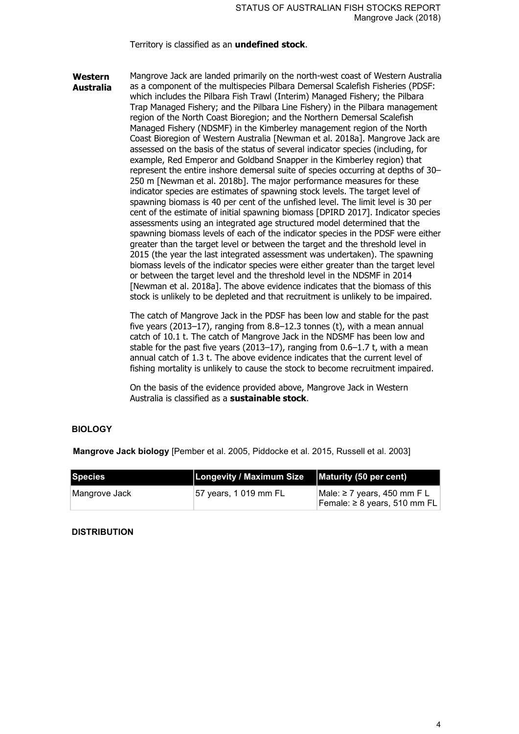Territory is classified as an **undefined stock**.

**Western Australia**

Mangrove Jack are landed primarily on the north-west coast of Western Australia as a component of the multispecies Pilbara Demersal Scalefish Fisheries (PDSF: which includes the Pilbara Fish Trawl (Interim) Managed Fishery; the Pilbara Trap Managed Fishery; and the Pilbara Line Fishery) in the Pilbara management region of the North Coast Bioregion; and the Northern Demersal Scalefish Managed Fishery (NDSMF) in the Kimberley management region of the North Coast Bioregion of Western Australia [Newman et al. 2018a]. Mangrove Jack are assessed on the basis of the status of several indicator species (including, for example, Red Emperor and Goldband Snapper in the Kimberley region) that represent the entire inshore demersal suite of species occurring at depths of 30–250 m [Newman et al. 2018b]. The major performance measures for these indicator species are estimates of spawning stock levels. The target level of spawning biomass is 40 per cent of the unfished level. The limit level is 30 per cent of the estimate of initial spawning biomass [DPIRD 2017]. Indicator species assessments using an integrated age structured model determined that the spawning biomass levels of each of the indicator species in the PDSF were either greater than the target level or between the target and the threshold level in 2015 (the year the last integrated assessment was undertaken). The spawning biomass levels of the indicator species were either greater than the target level or between the target level and the threshold level in the NDSMF in 2014 [Newman et al. 2018a]. The above evidence indicates that the biomass of this stock is unlikely to be depleted and that recruitment is unlikely to be impaired.

The catch of Mangrove Jack in the PDSF has been low and stable for the past five years (2013–17), ranging from 8.8–12.3 tonnes (t), with a mean annual catch of 10.1 t. The catch of Mangrove Jack in the NDSMF has been low and stable for the past five years (2013–17), ranging from 0.6–1.7 t, with a mean annual catch of 1.3 t. The above evidence indicates that the current level of fishing mortality is unlikely to cause the stock to become recruitment impaired.

On the basis of the evidence provided above, Mangrove Jack in Western Australia is classified as a **sustainable stock**.

## BIOLOGY

**Mangrove Jack biology** [Pember et al. 2005, Piddocke et al. 2015, Russell et al. 2003]

| Species | Longevity / Maximum Size | Maturity (50 per cent) |
|---|---|---|
| Mangrove Jack | 57 years, 1 019 mm FL | Male: ≥ 7 years, 450 mm F L<br>Female: ≥ 8 years, 510 mm FL |

## DISTRIBUTION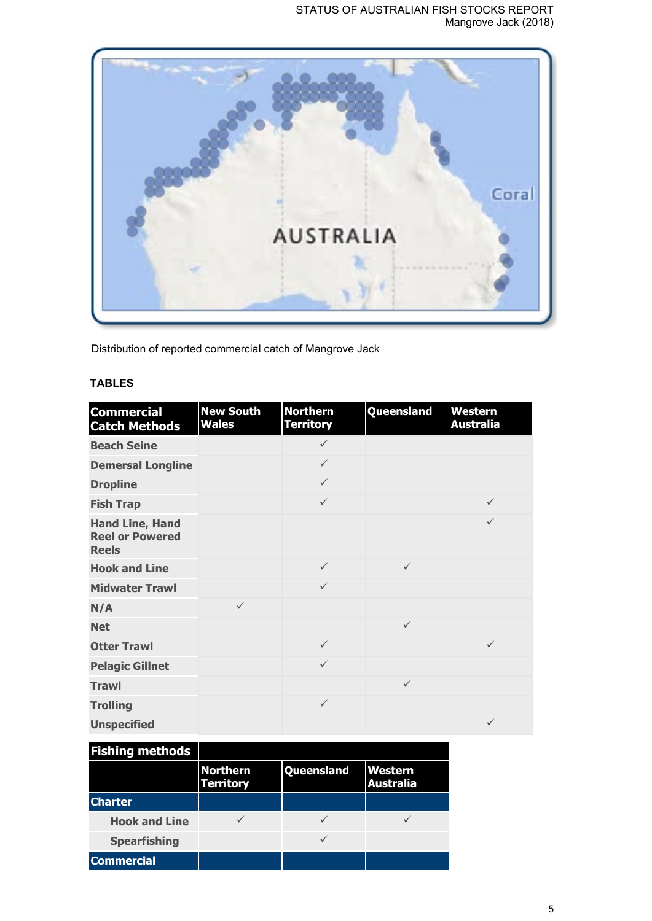Distribution of reported commercial catch of Mangrove Jack

## TABLES

| Commercial Catch Methods | New South Wales | Northern Territory | Queensland | Western Australia |
|---|---|---|---|---|
| Beach Seine | | ✓ | | |
| Demersal Longline | | ✓ | | |
| Dropline | | ✓ | | |
| Fish Trap | | ✓ | | ✓ |
| Hand Line, Hand Reel or Powered Reels | | | | ✓ |
| Hook and Line | | ✓ | ✓ | |
| Midwater Trawl | | ✓ | | |
| N/A | ✓ | | | |
| Net | | | ✓ | |
| Otter Trawl | | ✓ | | ✓ |
| Pelagic Gillnet | | ✓ | | |
| Trawl | | | ✓ | |
| Trolling | | ✓ | | |
| Unspecified | | | | ✓ |

| Fishing methods | | | |
|---|---|---|---|
| | Northern Territory | Queensland | Western Australia |
| **Charter** | | | |
| Hook and Line | ✓ | ✓ | ✓ |
| Spearfishing | | ✓ | |
| **Commercial** | | | |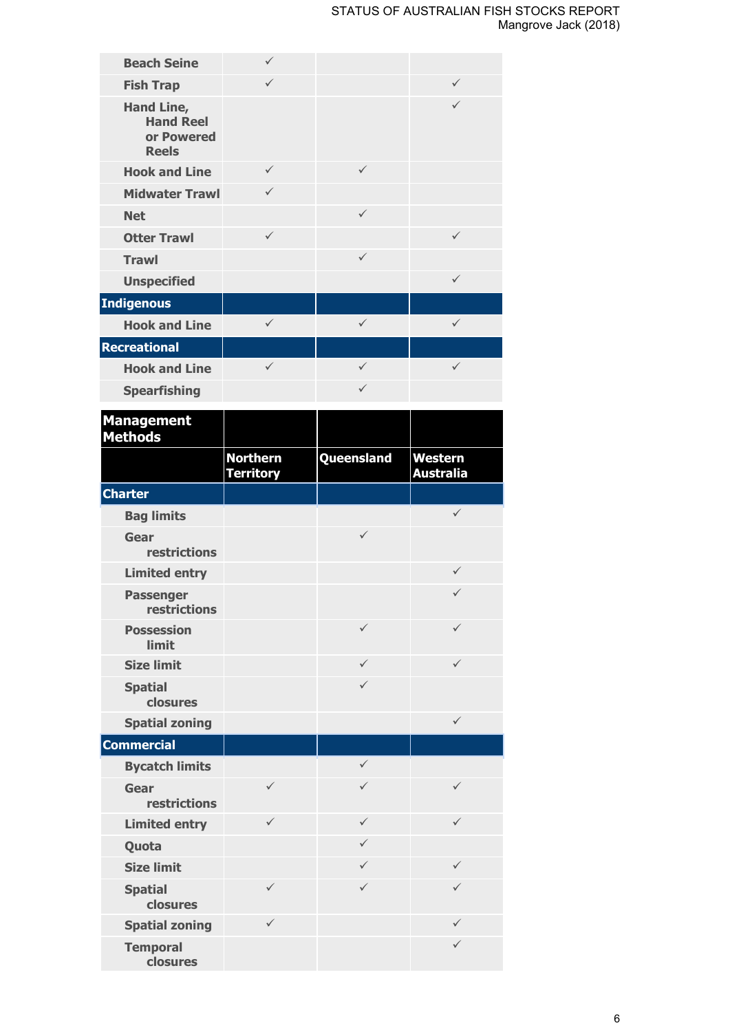| | | | |
|---|---|---|---|
| Beach Seine | ✓ | | |
| Fish Trap | ✓ | | ✓ |
| Hand Line, Hand Reel or Powered Reels | | | ✓ |
| Hook and Line | ✓ | ✓ | |
| Midwater Trawl | ✓ | | |
| Net | | ✓ | |
| Otter Trawl | ✓ | | ✓ |
| Trawl | | ✓ | |
| Unspecified | | | ✓ |
| **Indigenous** | | | |
| Hook and Line | ✓ | ✓ | ✓ |
| **Recreational** | | | |
| Hook and Line | ✓ | ✓ | ✓ |
| Spearfishing | | ✓ | |

| Management Methods | | | |
|---|---|---|---|
| | **Northern Territory** | **Queensland** | **Western Australia** |
| **Charter** | | | |
| Bag limits | | | ✓ |
| Gear restrictions | | ✓ | |
| Limited entry | | | ✓ |
| Passenger restrictions | | | ✓ |
| Possession limit | | ✓ | ✓ |
| Size limit | | ✓ | ✓ |
| Spatial closures | | ✓ | |
| Spatial zoning | | | ✓ |
| **Commercial** | | | |
| Bycatch limits | | ✓ | |
| Gear restrictions | ✓ | ✓ | ✓ |
| Limited entry | ✓ | ✓ | ✓ |
| Quota | | ✓ | |
| Size limit | | ✓ | ✓ |
| Spatial closures | ✓ | ✓ | ✓ |
| Spatial zoning | ✓ | | ✓ |
| Temporal closures | | | ✓ |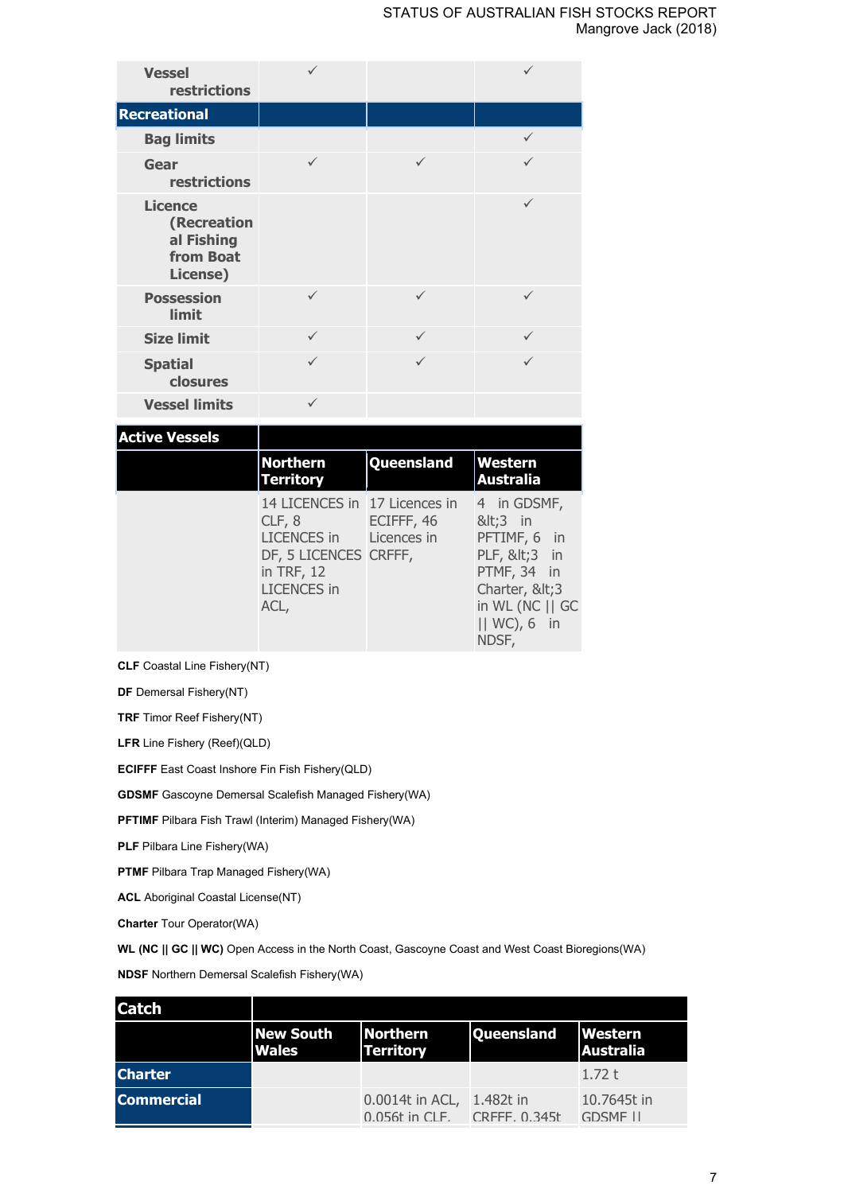| | | | |
|---|---|---|---|
| Vessel restrictions | ✓ | | ✓ |
| **Recreational** | | | |
| Bag limits | | | ✓ |
| Gear restrictions | ✓ | ✓ | ✓ |
| Licence (Recreational Fishing from Boat License) | | | ✓ |
| Possession limit | ✓ | ✓ | ✓ |
| Size limit | ✓ | ✓ | ✓ |
| Spatial closures | ✓ | ✓ | ✓ |
| Vessel limits | ✓ | | |

| Active Vessels | | | |
|---|---|---|---|
| | **Northern Territory** | **Queensland** | **Western Australia** |
| | 14 LICENCES in CLF, 8 LICENCES in DF, 5 LICENCES in TRF, 12 LICENCES in ACL, | 17 Licences in ECIFFF, 46 Licences in CRFFF, | 4 in GDSMF, &lt;3 in PFTIMF, 6 in PLF, &lt;3 in PTMF, 34 in Charter, &lt;3 in WL (NC \|\| GC \|\| WC), 6 in NDSF, |

**CLF** Coastal Line Fishery(NT)

**DF** Demersal Fishery(NT)

**TRF** Timor Reef Fishery(NT)

**LFR** Line Fishery (Reef)(QLD)

**ECIFFF** East Coast Inshore Fin Fish Fishery(QLD)

**GDSMF** Gascoyne Demersal Scalefish Managed Fishery(WA)

**PFTIMF** Pilbara Fish Trawl (Interim) Managed Fishery(WA)

**PLF** Pilbara Line Fishery(WA)

**PTMF** Pilbara Trap Managed Fishery(WA)

**ACL** Aboriginal Coastal License(NT)

**Charter** Tour Operator(WA)

**WL (NC || GC || WC)** Open Access in the North Coast, Gascoyne Coast and West Coast Bioregions(WA)

**NDSF** Northern Demersal Scalefish Fishery(WA)

| Catch | | | | |
|---|---|---|---|---|
| | **New South Wales** | **Northern Territory** | **Queensland** | **Western Australia** |
| **Charter** | | | | 1.72 t |
| **Commercial** | | 0.0014t in ACL, 0.056t in CLF, | 1.482t in CRFFF, 0.345t | 10.7645t in GDSMF, |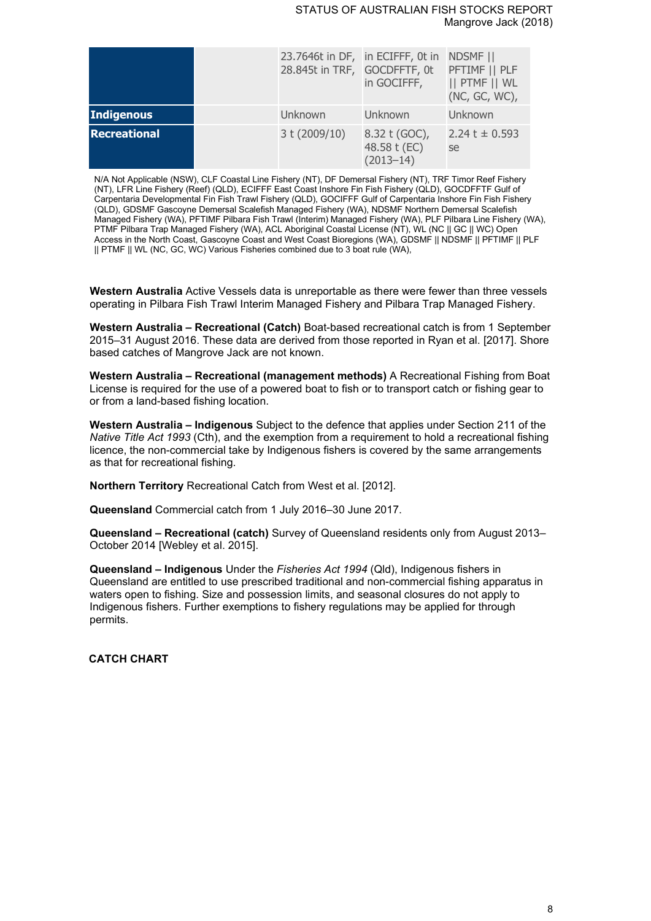| | | | | |
|---|---|---|---|---|
| | | 23.7646t in DF, 28.845t in TRF, | in ECIFFF, 0t in GOCDFFTF, 0t in GOCIFFF, | NDSMF \|\| PFTIMF \|\| PLF \|\| PTMF \|\| WL (NC, GC, WC), |
| **Indigenous** | | Unknown | Unknown | Unknown |
| **Recreational** | | 3 t (2009/10) | 8.32 t (GOC), 48.58 t (EC) (2013–14) | 2.24 t ± 0.593 se |

N/A Not Applicable (NSW), CLF Coastal Line Fishery (NT), DF Demersal Fishery (NT), TRF Timor Reef Fishery (NT), LFR Line Fishery (Reef) (QLD), ECIFFF East Coast Inshore Fin Fish Fishery (QLD), GOCDFFTF Gulf of Carpentaria Developmental Fin Fish Trawl Fishery (QLD), GOCIFFF Gulf of Carpentaria Inshore Fin Fish Fishery (QLD), GDSMF Gascoyne Demersal Scalefish Managed Fishery (WA), NDSMF Northern Demersal Scalefish Managed Fishery (WA), PFTIMF Pilbara Fish Trawl (Interim) Managed Fishery (WA), PLF Pilbara Line Fishery (WA), PTMF Pilbara Trap Managed Fishery (WA), ACL Aboriginal Coastal License (NT), WL (NC || GC || WC) Open Access in the North Coast, Gascoyne Coast and West Coast Bioregions (WA), GDSMF || NDSMF || PFTIMF || PLF || PTMF || WL (NC, GC, WC) Various Fisheries combined due to 3 boat rule (WA),

**Western Australia** Active Vessels data is unreportable as there were fewer than three vessels operating in Pilbara Fish Trawl Interim Managed Fishery and Pilbara Trap Managed Fishery.

**Western Australia – Recreational (Catch)** Boat-based recreational catch is from 1 September 2015–31 August 2016. These data are derived from those reported in Ryan et al. [2017]. Shore based catches of Mangrove Jack are not known.

**Western Australia – Recreational (management methods)** A Recreational Fishing from Boat License is required for the use of a powered boat to fish or to transport catch or fishing gear to or from a land-based fishing location.

**Western Australia – Indigenous** Subject to the defence that applies under Section 211 of the *Native Title Act 1993* (Cth), and the exemption from a requirement to hold a recreational fishing licence, the non-commercial take by Indigenous fishers is covered by the same arrangements as that for recreational fishing.

**Northern Territory** Recreational Catch from West et al. [2012].

**Queensland** Commercial catch from 1 July 2016–30 June 2017.

**Queensland – Recreational (catch)** Survey of Queensland residents only from August 2013–October 2014 [Webley et al. 2015].

**Queensland – Indigenous** Under the *Fisheries Act 1994* (Qld), Indigenous fishers in Queensland are entitled to use prescribed traditional and non-commercial fishing apparatus in waters open to fishing. Size and possession limits, and seasonal closures do not apply to Indigenous fishers. Further exemptions to fishery regulations may be applied for through permits.

## CATCH CHART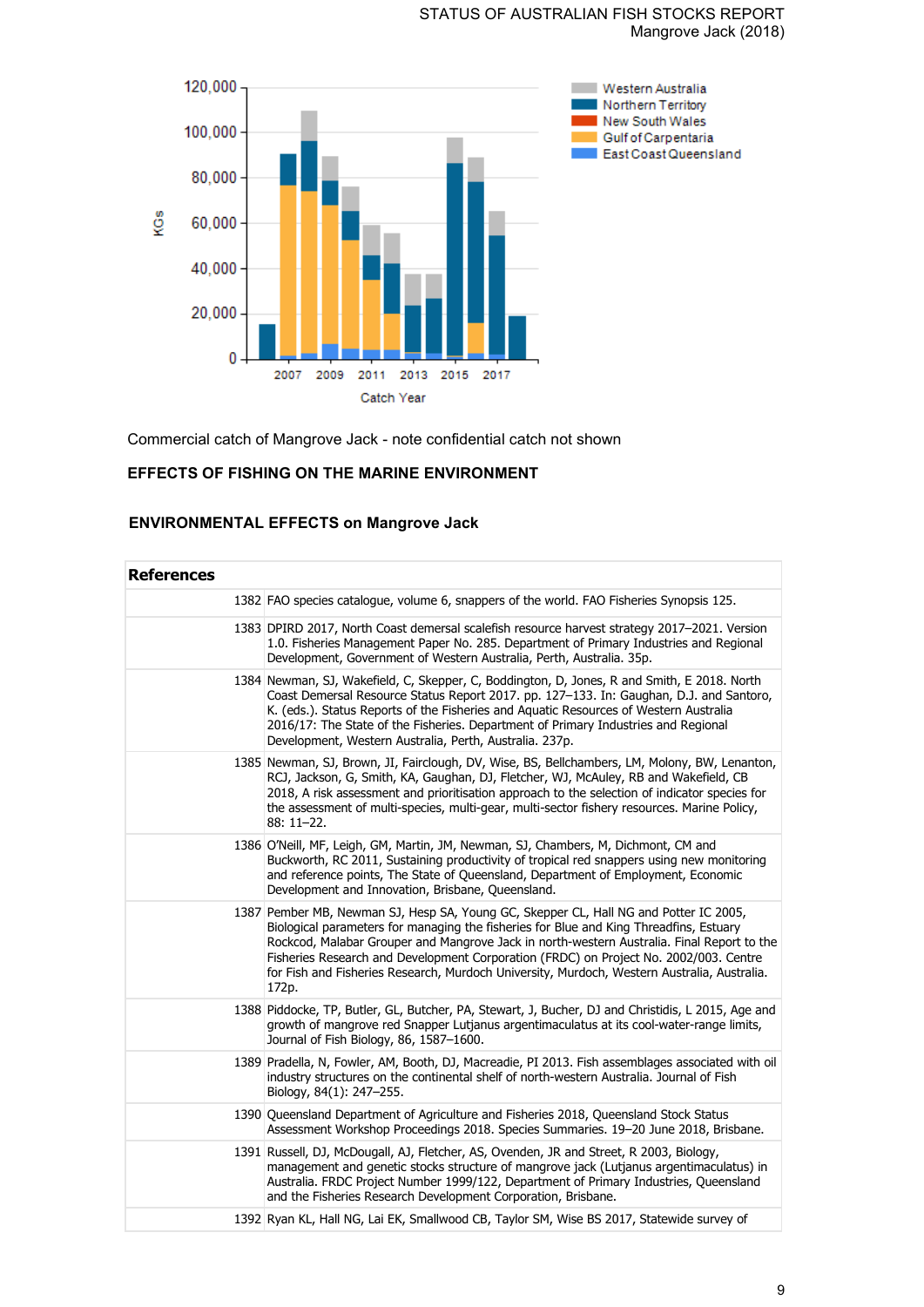Commercial catch of Mangrove Jack - note confidential catch not shown

**EFFECTS OF FISHING ON THE MARINE ENVIRONMENT**

**ENVIRONMENTAL EFFECTS on Mangrove Jack**

| **References** | |
|---|---|
| 1382 | FAO species catalogue, volume 6, snappers of the world. FAO Fisheries Synopsis 125. |
| 1383 | DPIRD 2017, North Coast demersal scalefish resource harvest strategy 2017–2021. Version 1.0. Fisheries Management Paper No. 285. Department of Primary Industries and Regional Development, Government of Western Australia, Perth, Australia. 35p. |
| 1384 | Newman, SJ, Wakefield, C, Skepper, C, Boddington, D, Jones, R and Smith, E 2018. North Coast Demersal Resource Status Report 2017. pp. 127–133. In: Gaughan, D.J. and Santoro, K. (eds.). Status Reports of the Fisheries and Aquatic Resources of Western Australia 2016/17: The State of the Fisheries. Department of Primary Industries and Regional Development, Western Australia, Perth, Australia. 237p. |
| 1385 | Newman, SJ, Brown, JI, Fairclough, DV, Wise, BS, Bellchambers, LM, Molony, BW, Lenanton, RCJ, Jackson, G, Smith, KA, Gaughan, DJ, Fletcher, WJ, McAuley, RB and Wakefield, CB 2018, A risk assessment and prioritisation approach to the selection of indicator species for the assessment of multi-species, multi-gear, multi-sector fishery resources. Marine Policy, 88: 11–22. |
| 1386 | O'Neill, MF, Leigh, GM, Martin, JM, Newman, SJ, Chambers, M, Dichmont, CM and Buckworth, RC 2011, Sustaining productivity of tropical red snappers using new monitoring and reference points, The State of Queensland, Department of Employment, Economic Development and Innovation, Brisbane, Queensland. |
| 1387 | Pember MB, Newman SJ, Hesp SA, Young GC, Skepper CL, Hall NG and Potter IC 2005, Biological parameters for managing the fisheries for Blue and King Threadfins, Estuary Rockcod, Malabar Grouper and Mangrove Jack in north-western Australia. Final Report to the Fisheries Research and Development Corporation (FRDC) on Project No. 2002/003. Centre for Fish and Fisheries Research, Murdoch University, Murdoch, Western Australia, Australia. 172p. |
| 1388 | Piddocke, TP, Butler, GL, Butcher, PA, Stewart, J, Bucher, DJ and Christidis, L 2015, Age and growth of mangrove red Snapper Lutjanus argentimaculatus at its cool-water-range limits, Journal of Fish Biology, 86, 1587–1600. |
| 1389 | Pradella, N, Fowler, AM, Booth, DJ, Macreadie, PI 2013. Fish assemblages associated with oil industry structures on the continental shelf of north-western Australia. Journal of Fish Biology, 84(1): 247–255. |
| 1390 | Queensland Department of Agriculture and Fisheries 2018, Queensland Stock Status Assessment Workshop Proceedings 2018. Species Summaries. 19–20 June 2018, Brisbane. |
| 1391 | Russell, DJ, McDougall, AJ, Fletcher, AS, Ovenden, JR and Street, R 2003, Biology, management and genetic stocks structure of mangrove jack (Lutjanus argentimaculatus) in Australia. FRDC Project Number 1999/122, Department of Primary Industries, Queensland and the Fisheries Research Development Corporation, Brisbane. |
| 1392 | Ryan KL, Hall NG, Lai EK, Smallwood CB, Taylor SM, Wise BS 2017, Statewide survey of |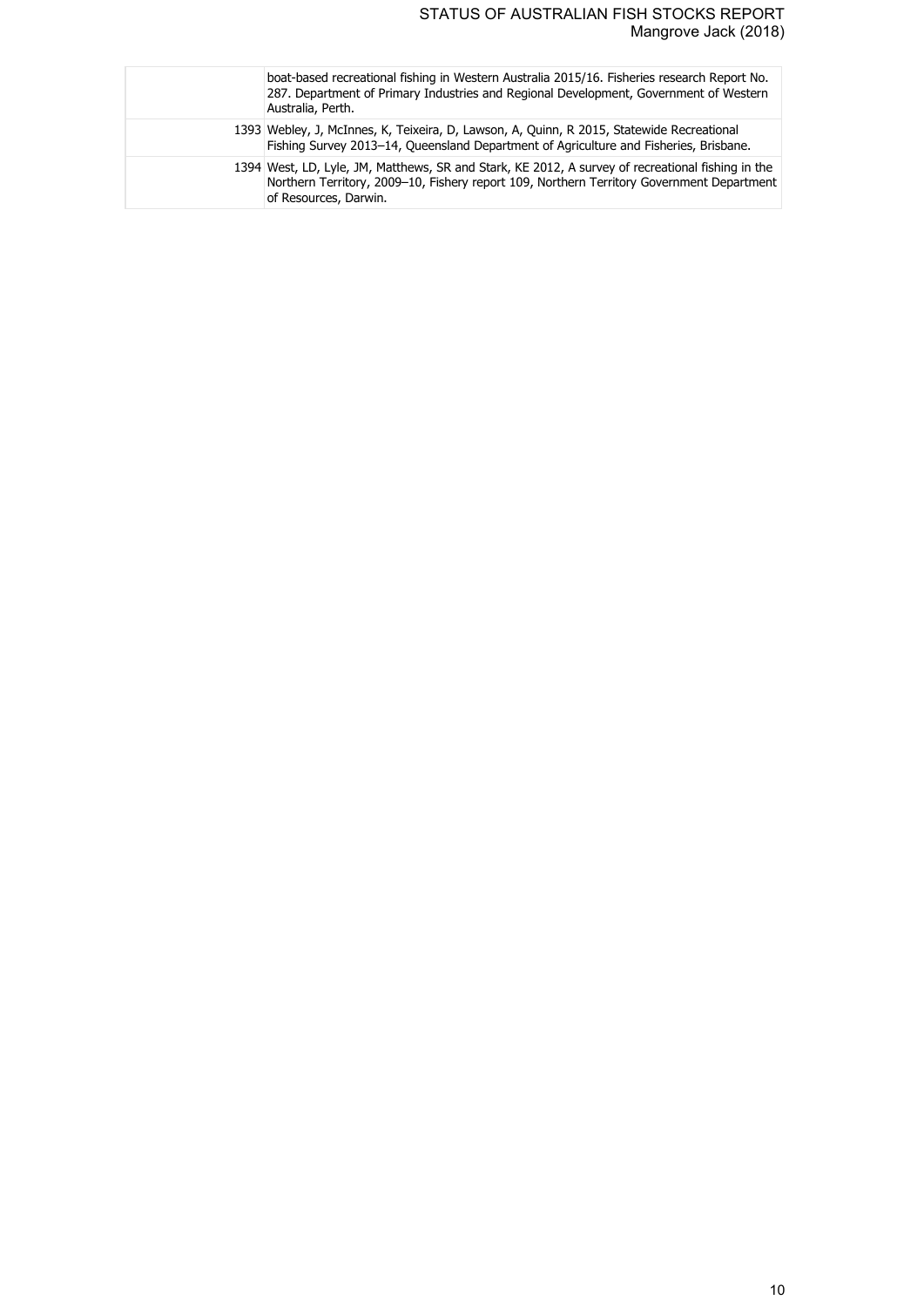| | |
|---|---|
| | boat-based recreational fishing in Western Australia 2015/16. Fisheries research Report No. 287. Department of Primary Industries and Regional Development, Government of Western Australia, Perth. |
| 1393 | Webley, J, McInnes, K, Teixeira, D, Lawson, A, Quinn, R 2015, Statewide Recreational Fishing Survey 2013–14, Queensland Department of Agriculture and Fisheries, Brisbane. |
| 1394 | West, LD, Lyle, JM, Matthews, SR and Stark, KE 2012, A survey of recreational fishing in the Northern Territory, 2009–10, Fishery report 109, Northern Territory Government Department of Resources, Darwin. |